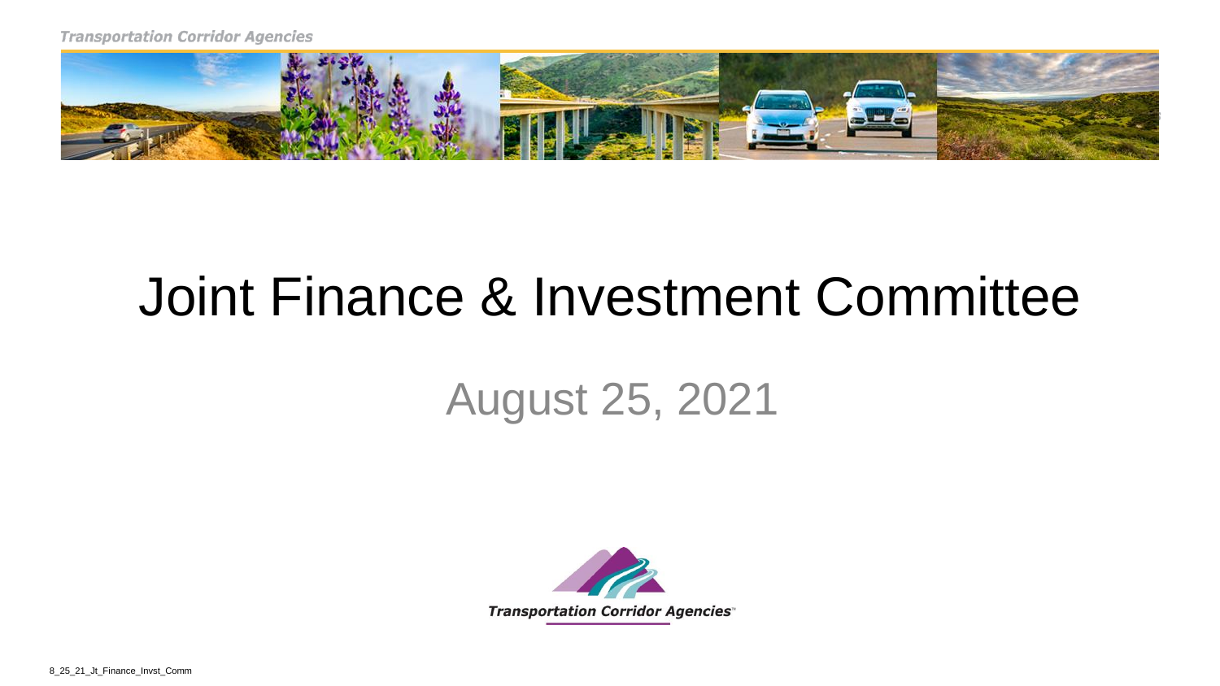# Joint Finance & Investment Committee

## August 25, 2021

Transportation Corridor Agencies

8_25_21_Jt_Finance_Invst_Comm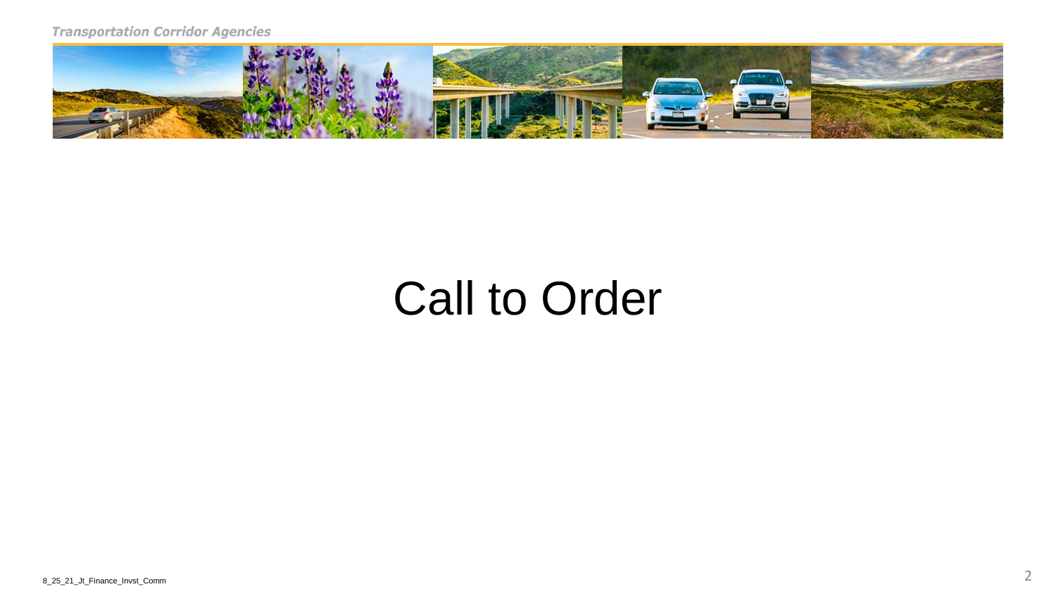# Call to Order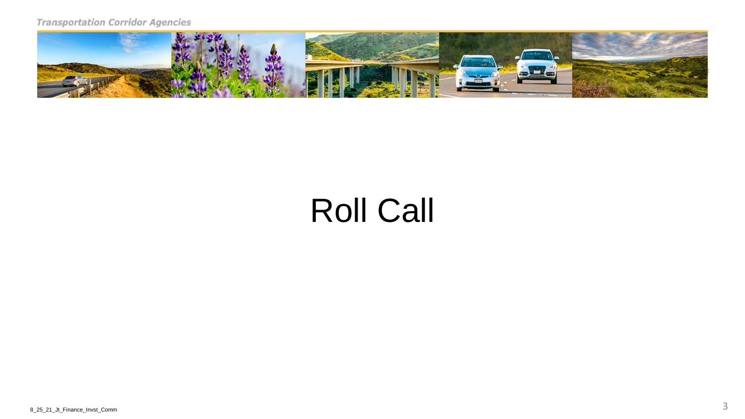# Roll Call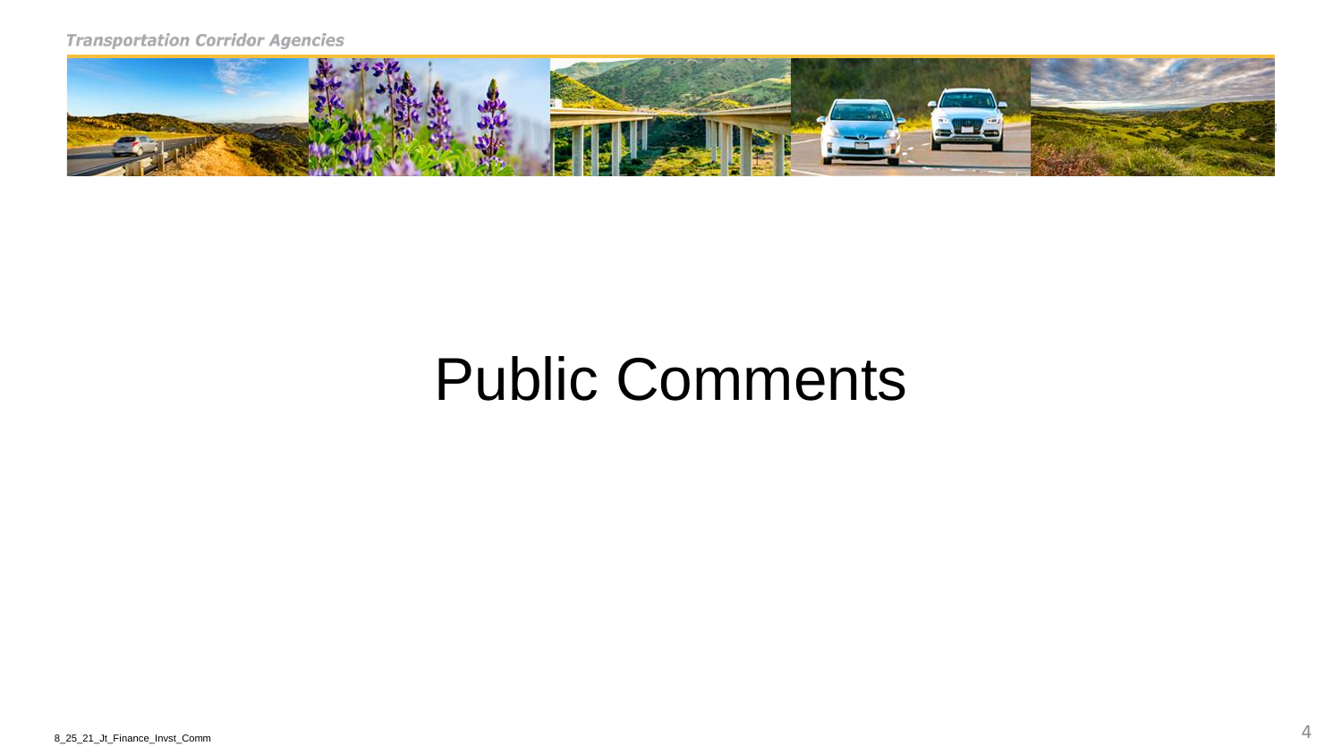# Public Comments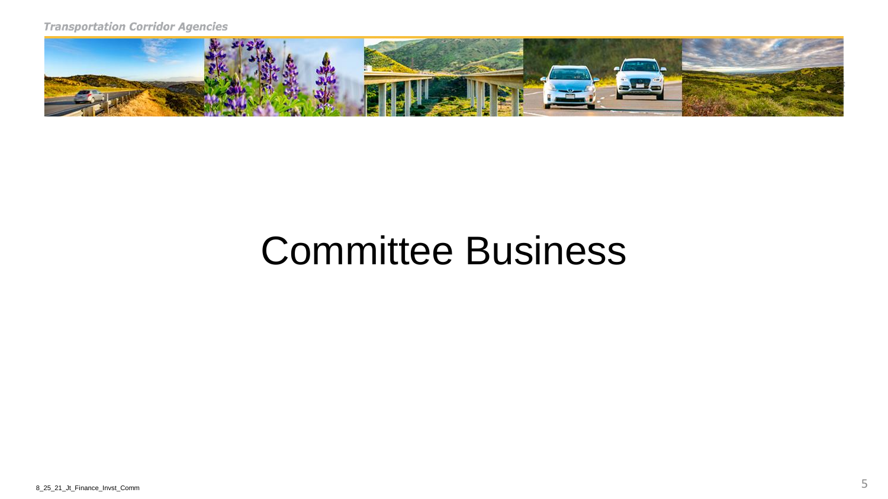# Committee Business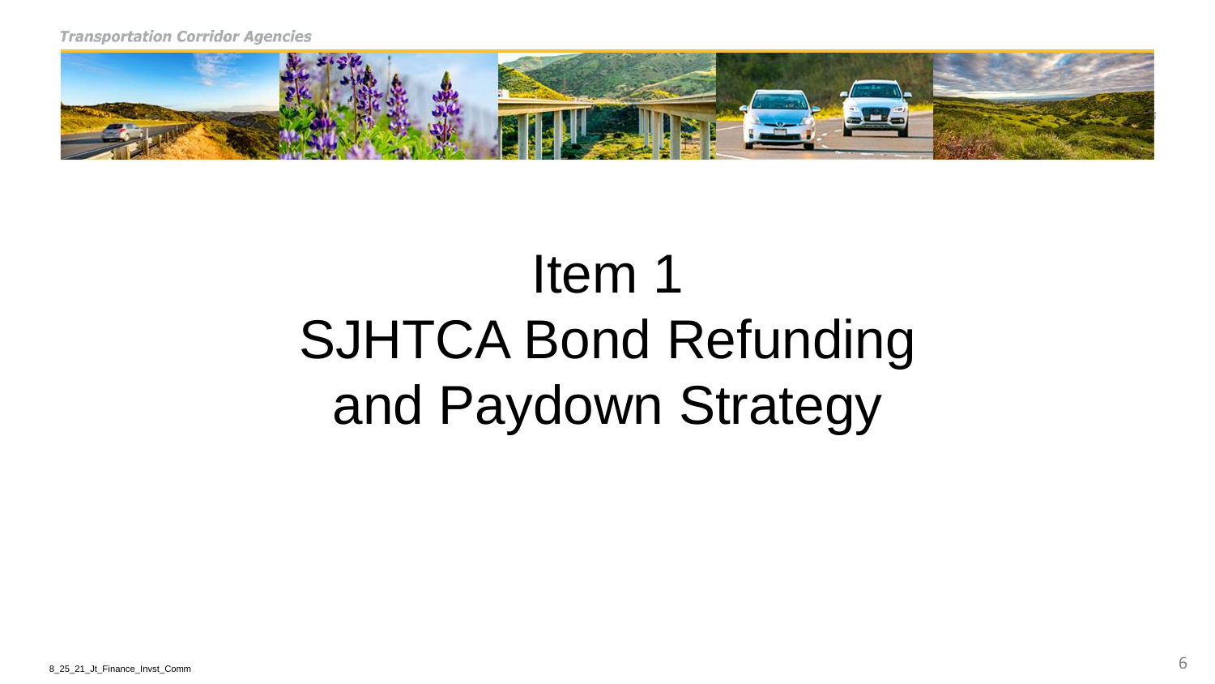# Item 1
# SJHTCA Bond Refunding and Paydown Strategy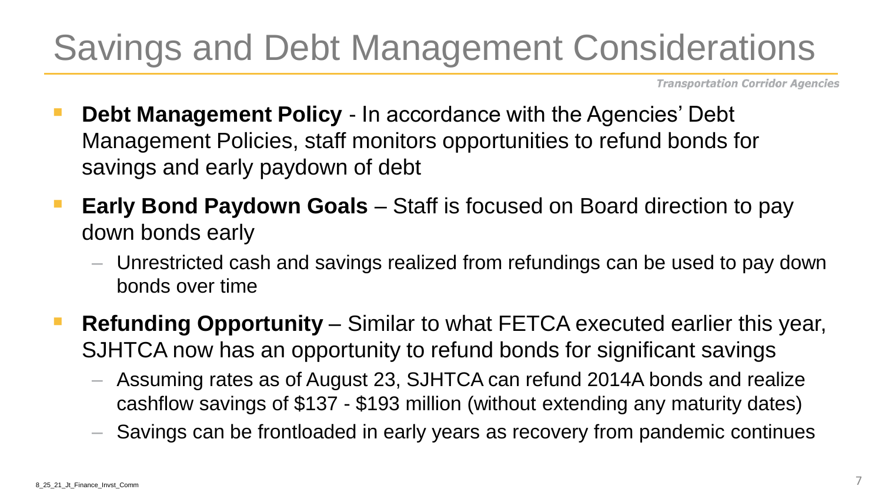# Savings and Debt Management Considerations

*Transportation Corridor Agencies*

- **Debt Management Policy** - In accordance with the Agencies' Debt Management Policies, staff monitors opportunities to refund bonds for savings and early paydown of debt
- **Early Bond Paydown Goals** – Staff is focused on Board direction to pay down bonds early
  - Unrestricted cash and savings realized from refundings can be used to pay down bonds over time
- **Refunding Opportunity** – Similar to what FETCA executed earlier this year, SJHTCA now has an opportunity to refund bonds for significant savings
  - Assuming rates as of August 23, SJHTCA can refund 2014A bonds and realize cashflow savings of $137 - $193 million (without extending any maturity dates)
  - Savings can be frontloaded in early years as recovery from pandemic continues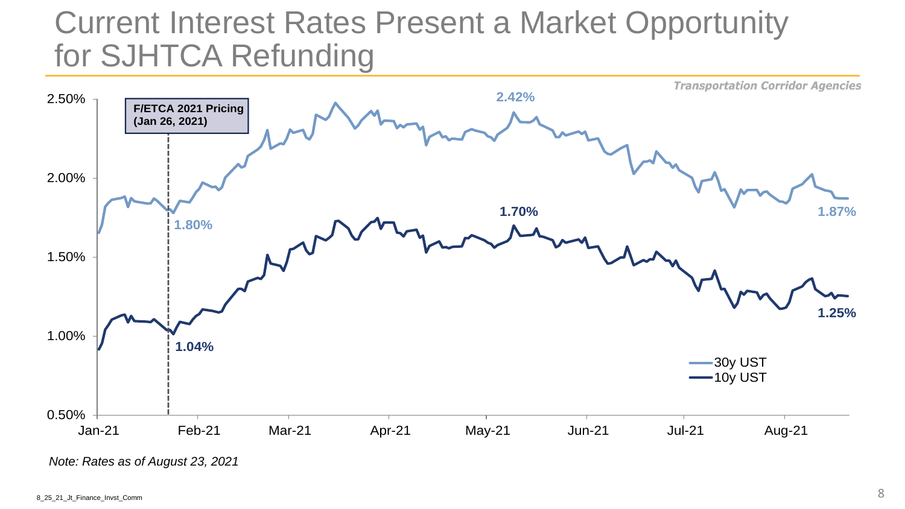# Current Interest Rates Present a Market Opportunity for SJHTCA Refunding

*Transportation Corridor Agencies*

F/ETCA 2021 Pricing (Jan 26, 2021)

2.50%
2.00%
1.50%
1.00%
0.50%

1.80%
1.04%
2.42%
1.70%
1.87%
1.25%

30y UST
10y UST

Jan-21 Feb-21 Mar-21 Apr-21 May-21 Jun-21 Jul-21 Aug-21

*Note: Rates as of August 23, 2021*

8_25_21_Jt_Finance_Invst_Comm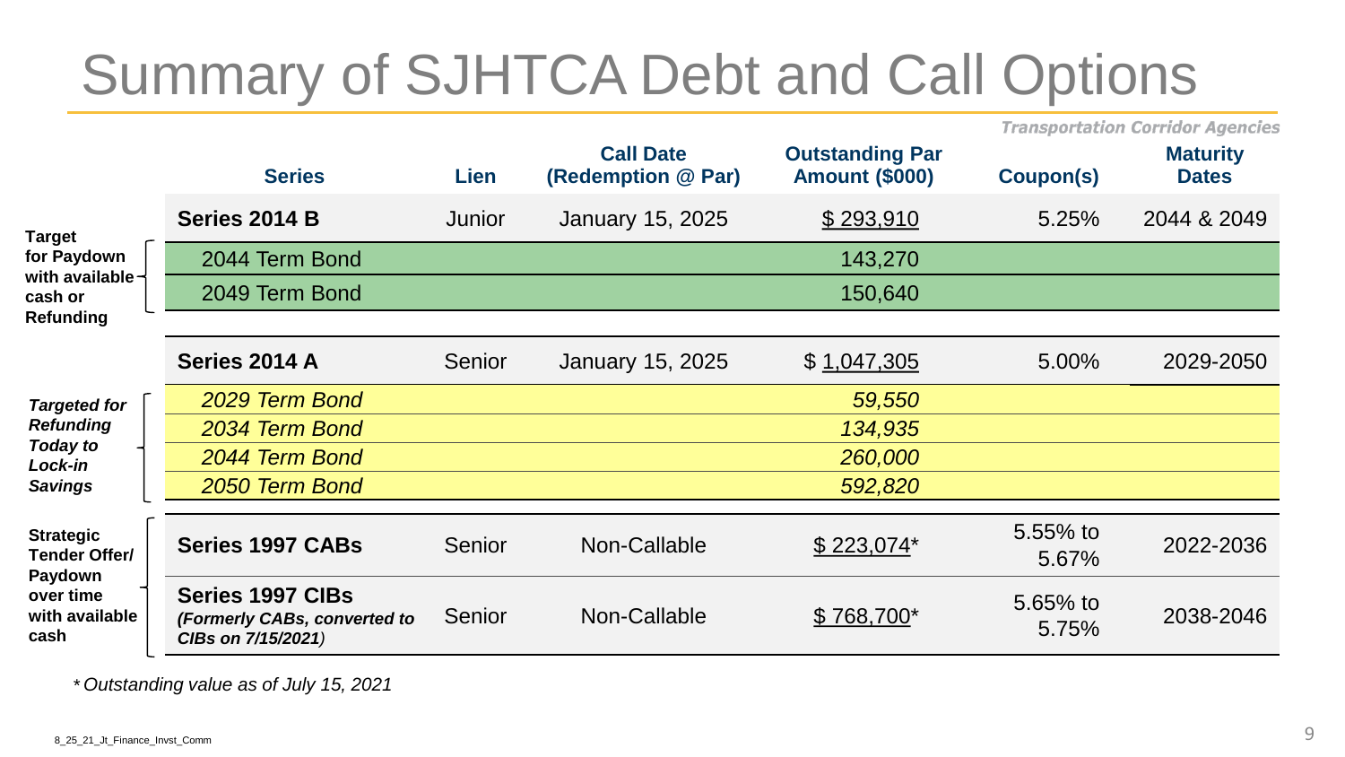# Summary of SJHTCA Debt and Call Options

Transportation Corridor Agencies

| | Series | Lien | Call Date (Redemption @ Par) | Outstanding Par Amount ($000) | Coupon(s) | Maturity Dates |
|---|---|---|---|---|---|---|
| **Target for Paydown with available cash or Refunding** | **Series 2014 B** | Junior | January 15, 2025 | $ 293,910 | 5.25% | 2044 & 2049 |
| | 2044 Term Bond | | | 143,270 | | |
| | 2049 Term Bond | | | 150,640 | | |
| | **Series 2014 A** | Senior | January 15, 2025 | $ 1,047,305 | 5.00% | 2029-2050 |
| ***Targeted for Refunding Today to Lock-in Savings*** | *2029 Term Bond* | | | *59,550* | | |
| | *2034 Term Bond* | | | *134,935* | | |
| | *2044 Term Bond* | | | *260,000* | | |
| | *2050 Term Bond* | | | *592,820* | | |
| **Strategic Tender Offer/ Paydown over time with available cash** | **Series 1997 CABs** | Senior | Non-Callable | $ 223,074* | 5.55% to 5.67% | 2022-2036 |
| | **Series 1997 CIBs** ***(Formerly CABs, converted to CIBs on 7/15/2021)*** | Senior | Non-Callable | $ 768,700* | 5.65% to 5.75% | 2038-2046 |

*\* Outstanding value as of July 15, 2021*

8_25_21_Jt_Finance_Invst_Comm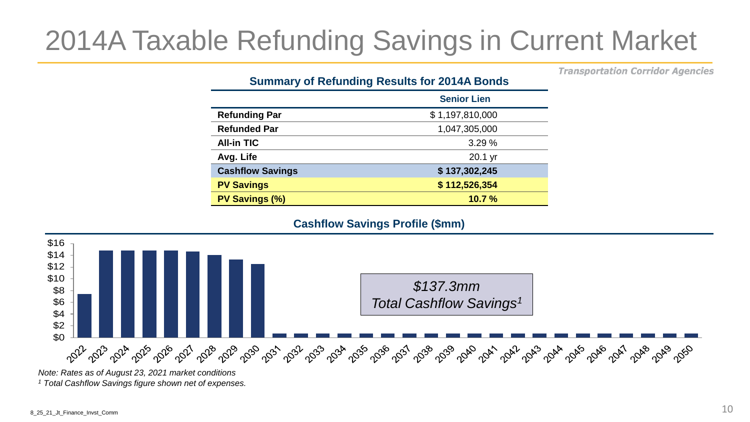# 2014A Taxable Refunding Savings in Current Market

*Transportation Corridor Agencies*

**Summary of Refunding Results for 2014A Bonds**

| | Senior Lien |
|---|---|
| **Refunding Par** | $ 1,197,810,000 |
| **Refunded Par** | 1,047,305,000 |
| **All-in TIC** | 3.29 % |
| **Avg. Life** | 20.1 yr |
| **Cashflow Savings** | **$ 137,302,245** |
| **PV Savings** | **$ 112,526,354** |
| **PV Savings (%)** | **10.7 %** |

**Cashflow Savings Profile ($mm)**

*$137.3mm Total Cashflow Savings[1]*

*Note: Rates as of August 23, 2021 market conditions*

*[1] Total Cashflow Savings figure shown net of expenses.*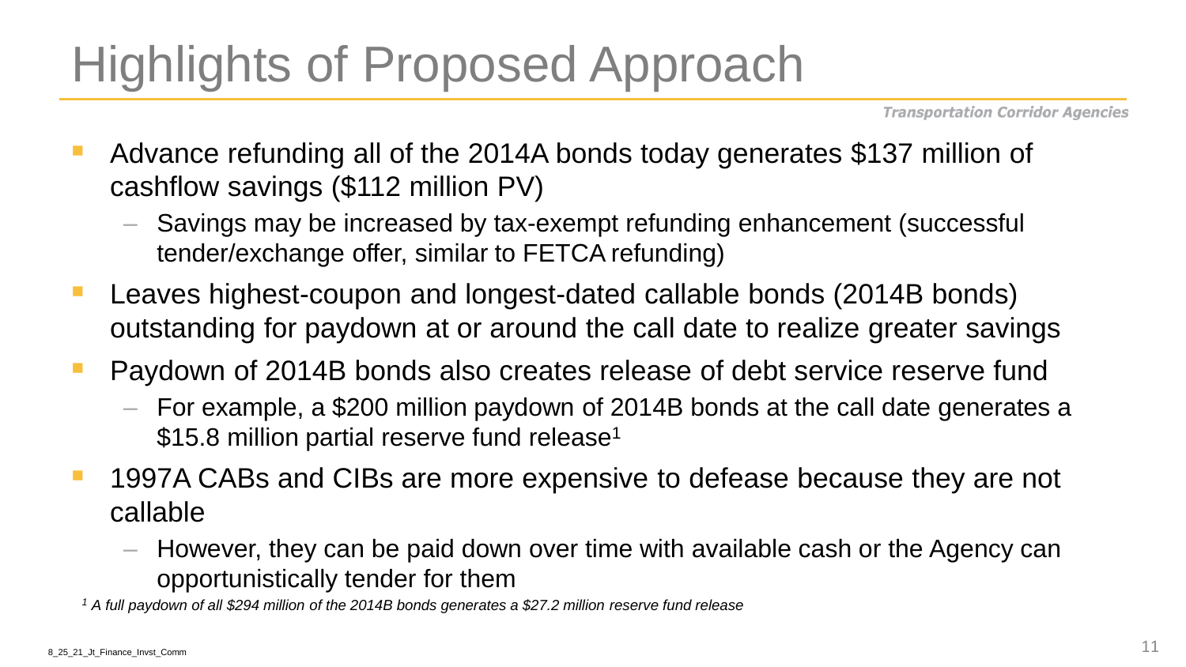# Highlights of Proposed Approach

*Transportation Corridor Agencies*

- Advance refunding all of the 2014A bonds today generates \$137 million of cashflow savings (\$112 million PV)
  - Savings may be increased by tax-exempt refunding enhancement (successful tender/exchange offer, similar to FETCA refunding)
- Leaves highest-coupon and longest-dated callable bonds (2014B bonds) outstanding for paydown at or around the call date to realize greater savings
- Paydown of 2014B bonds also creates release of debt service reserve fund
  - For example, a \$200 million paydown of 2014B bonds at the call date generates a \$15.8 million partial reserve fund release[1]
- 1997A CABs and CIBs are more expensive to defease because they are not callable
  - However, they can be paid down over time with available cash or the Agency can opportunistically tender for them

*[1] A full paydown of all \$294 million of the 2014B bonds generates a \$27.2 million reserve fund release*

8_25_21_Jt_Finance_Invst_Comm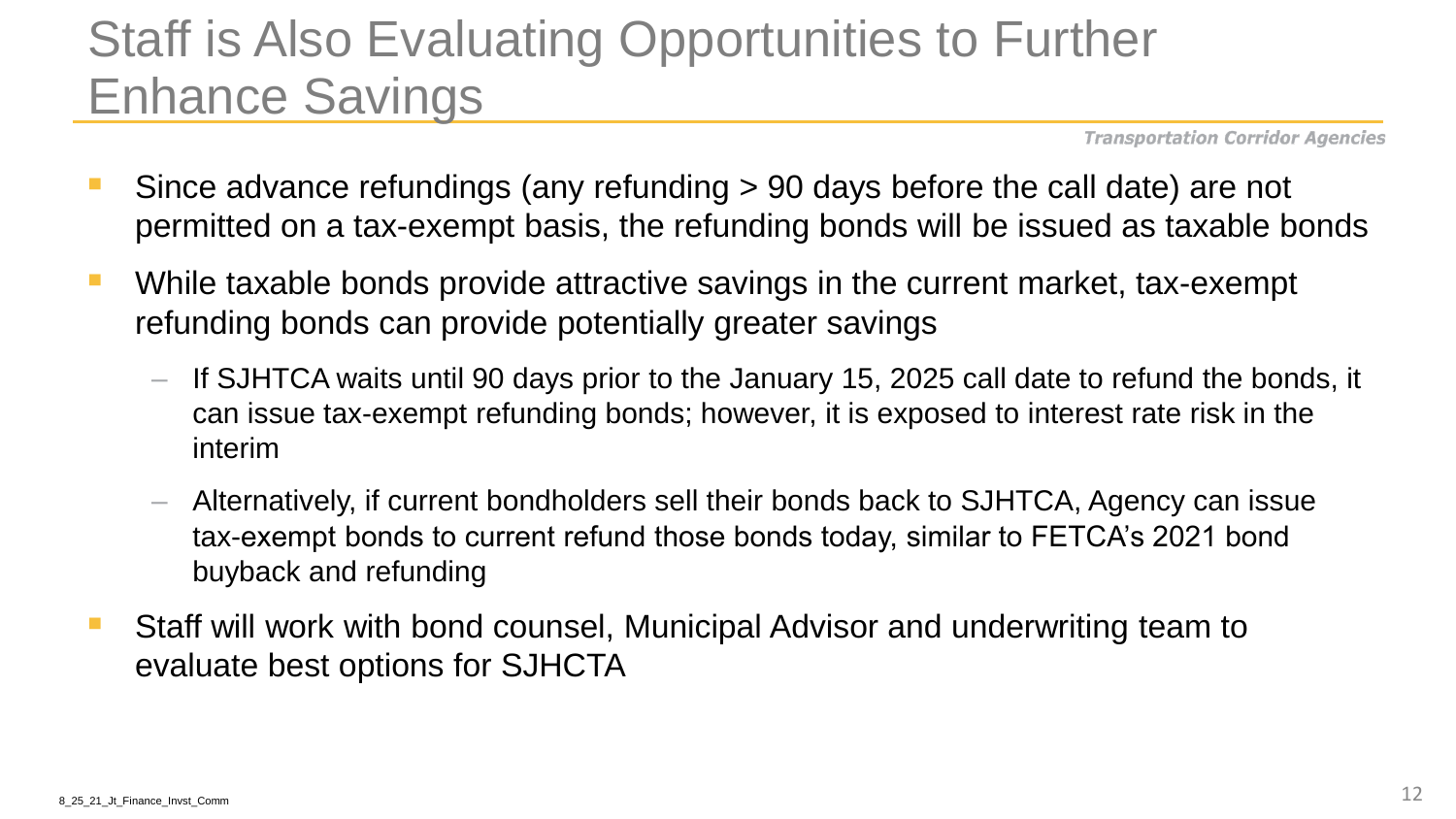# Staff is Also Evaluating Opportunities to Further Enhance Savings

- Since advance refundings (any refunding > 90 days before the call date) are not permitted on a tax-exempt basis, the refunding bonds will be issued as taxable bonds
- While taxable bonds provide attractive savings in the current market, tax-exempt refunding bonds can provide potentially greater savings
  - If SJHTCA waits until 90 days prior to the January 15, 2025 call date to refund the bonds, it can issue tax-exempt refunding bonds; however, it is exposed to interest rate risk in the interim
  - Alternatively, if current bondholders sell their bonds back to SJHTCA, Agency can issue tax-exempt bonds to current refund those bonds today, similar to FETCA's 2021 bond buyback and refunding
- Staff will work with bond counsel, Municipal Advisor and underwriting team to evaluate best options for SJHCTA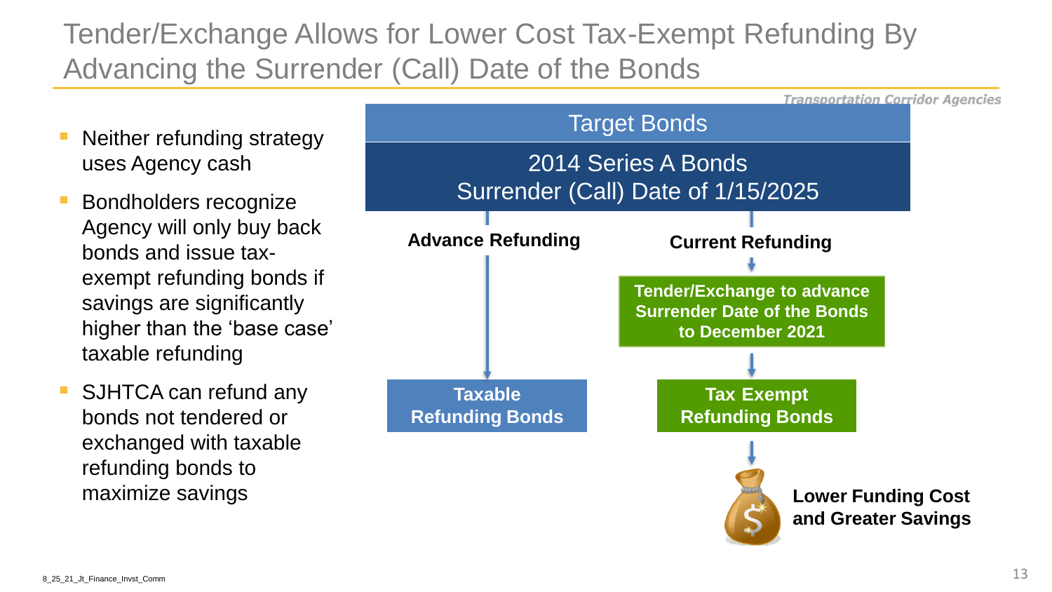# Tender/Exchange Allows for Lower Cost Tax-Exempt Refunding By Advancing the Surrender (Call) Date of the Bonds

*Transportation Corridor Agencies*

- Neither refunding strategy uses Agency cash
- Bondholders recognize Agency will only buy back bonds and issue tax-exempt refunding bonds if savings are significantly higher than the 'base case' taxable refunding
- SJHTCA can refund any bonds not tendered or exchanged with taxable refunding bonds to maximize savings

**Target Bonds**

**2014 Series A Bonds**
**Surrender (Call) Date of 1/15/2025**

**Advance Refunding**

- **Taxable Refunding Bonds**

**Current Refunding**

- **Tender/Exchange to advance Surrender Date of the Bonds to December 2021**
- **Tax Exempt Refunding Bonds**
- **Lower Funding Cost and Greater Savings**

8_25_21_Jt_Finance_Invst_Comm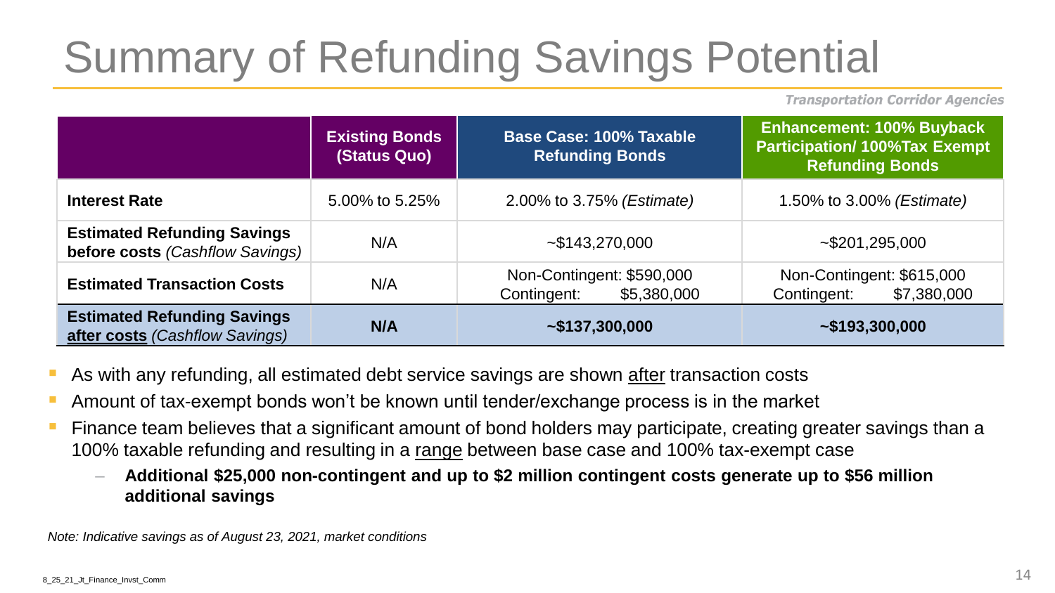# Summary of Refunding Savings Potential

**Transportation Corridor Agencies**

| | **Existing Bonds (Status Quo)** | **Base Case: 100% Taxable Refunding Bonds** | **Enhancement: 100% Buyback Participation/ 100%Tax Exempt Refunding Bonds** |
|---|---|---|---|
| **Interest Rate** | 5.00% to 5.25% | 2.00% to 3.75% *(Estimate)* | 1.50% to 3.00% *(Estimate)* |
| **Estimated Refunding Savings before costs** *(Cashflow Savings)* | N/A | ~$143,270,000 | ~$201,295,000 |
| **Estimated Transaction Costs** | N/A | Non-Contingent: $590,000<br>Contingent: $5,380,000 | Non-Contingent: $615,000<br>Contingent: $7,380,000 |
| **Estimated Refunding Savings <u>after costs</u>** *(Cashflow Savings)* | **N/A** | **~$137,300,000** | **~$193,300,000** |

- As with any refunding, all estimated debt service savings are shown <u>after</u> transaction costs
- Amount of tax-exempt bonds won't be known until tender/exchange process is in the market
- Finance team believes that a significant amount of bond holders may participate, creating greater savings than a 100% taxable refunding and resulting in a <u>range</u> between base case and 100% tax-exempt case
  - **Additional $25,000 non-contingent and up to $2 million contingent costs generate up to $56 million additional savings**

*Note: Indicative savings as of August 23, 2021, market conditions*

8_25_21_Jt_Finance_Invst_Comm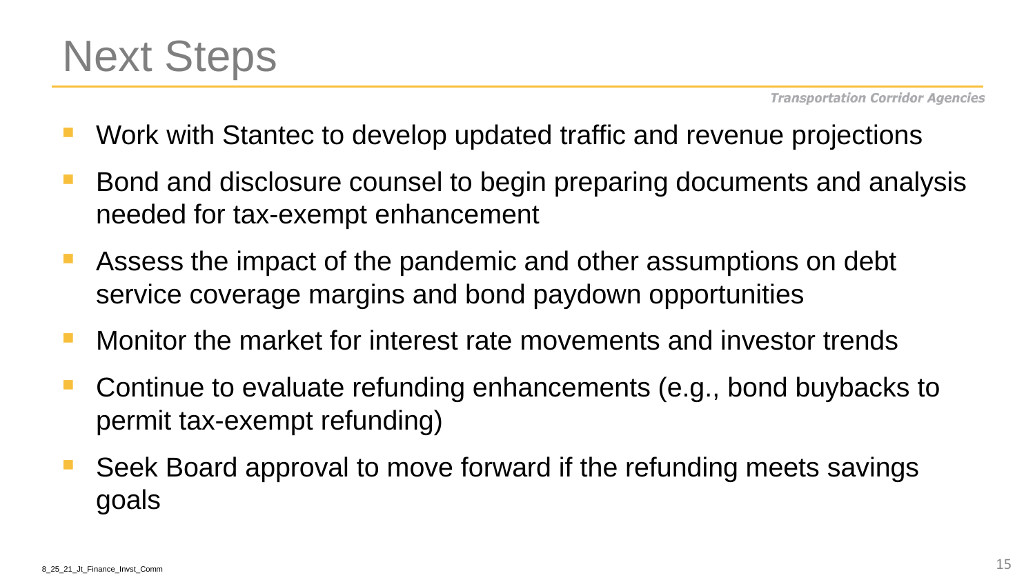# Next Steps

- Work with Stantec to develop updated traffic and revenue projections
- Bond and disclosure counsel to begin preparing documents and analysis needed for tax-exempt enhancement
- Assess the impact of the pandemic and other assumptions on debt service coverage margins and bond paydown opportunities
- Monitor the market for interest rate movements and investor trends
- Continue to evaluate refunding enhancements (e.g., bond buybacks to permit tax-exempt refunding)
- Seek Board approval to move forward if the refunding meets savings goals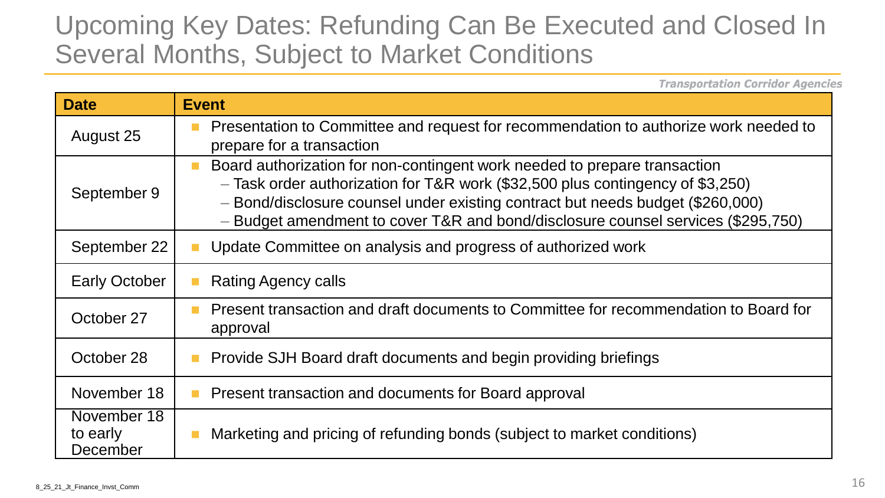# Upcoming Key Dates: Refunding Can Be Executed and Closed In Several Months, Subject to Market Conditions

***Transportation Corridor Agencies***

| Date | Event |
|---|---|
| August 25 | ■ Presentation to Committee and request for recommendation to authorize work needed to prepare for a transaction |
| September 9 | ■ Board authorization for non-contingent work needed to prepare transaction<br>– Task order authorization for T&R work ($32,500 plus contingency of $3,250)<br>– Bond/disclosure counsel under existing contract but needs budget ($260,000)<br>– Budget amendment to cover T&R and bond/disclosure counsel services ($295,750) |
| September 22 | ■ Update Committee on analysis and progress of authorized work |
| Early October | ■ Rating Agency calls |
| October 27 | ■ Present transaction and draft documents to Committee for recommendation to Board for approval |
| October 28 | ■ Provide SJH Board draft documents and begin providing briefings |
| November 18 | ■ Present transaction and documents for Board approval |
| November 18 to early December | ■ Marketing and pricing of refunding bonds (subject to market conditions) |

8_25_21_Jt_Finance_Invst_Comm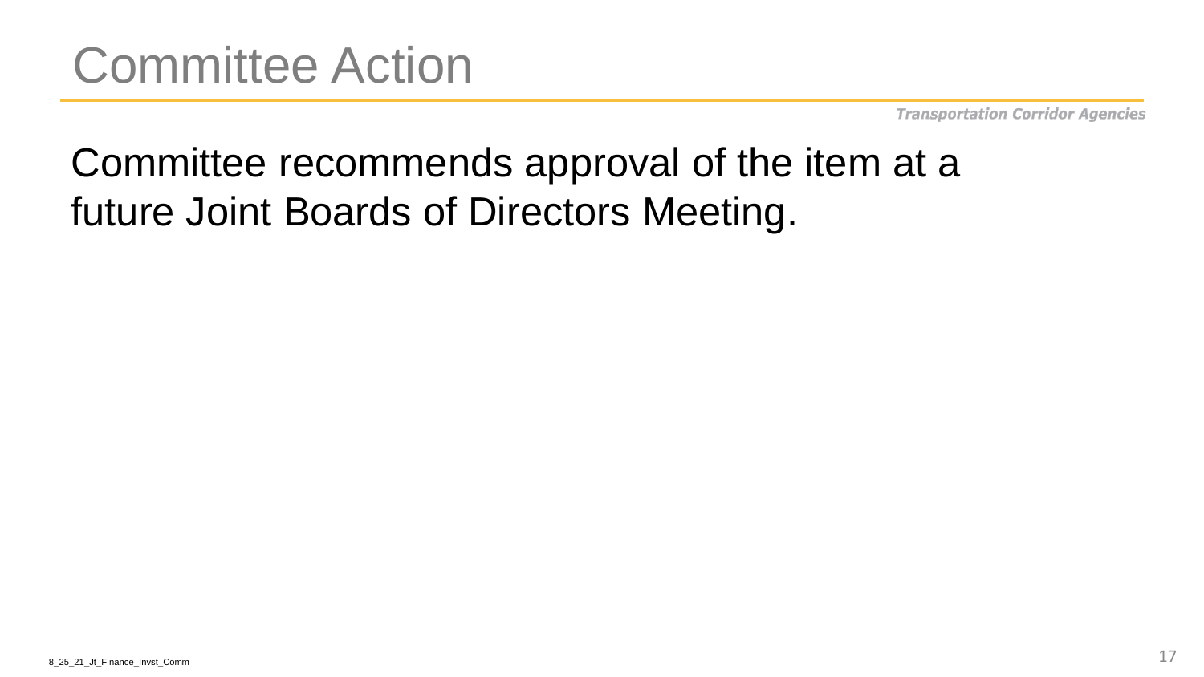# Committee Action

Committee recommends approval of the item at a future Joint Boards of Directors Meeting.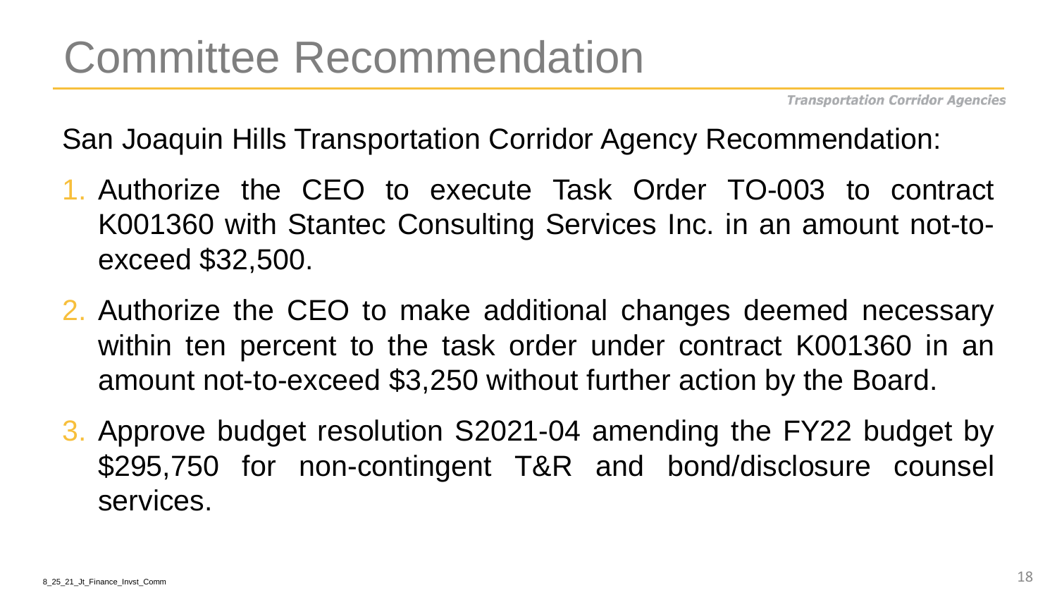# Committee Recommendation

San Joaquin Hills Transportation Corridor Agency Recommendation:

1. Authorize the CEO to execute Task Order TO-003 to contract K001360 with Stantec Consulting Services Inc. in an amount not-to-exceed $32,500.
2. Authorize the CEO to make additional changes deemed necessary within ten percent to the task order under contract K001360 in an amount not-to-exceed $3,250 without further action by the Board.
3. Approve budget resolution S2021-04 amending the FY22 budget by $295,750 for non-contingent T&R and bond/disclosure counsel services.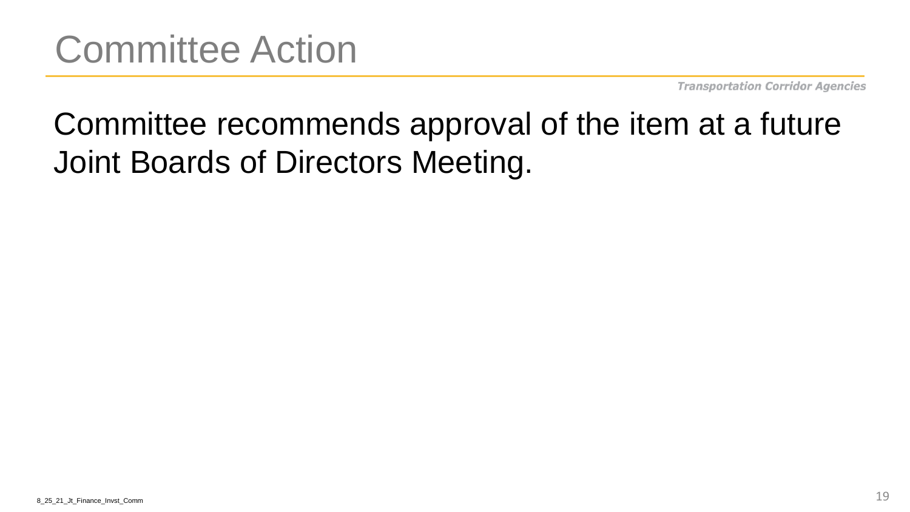# Committee Action

Committee recommends approval of the item at a future Joint Boards of Directors Meeting.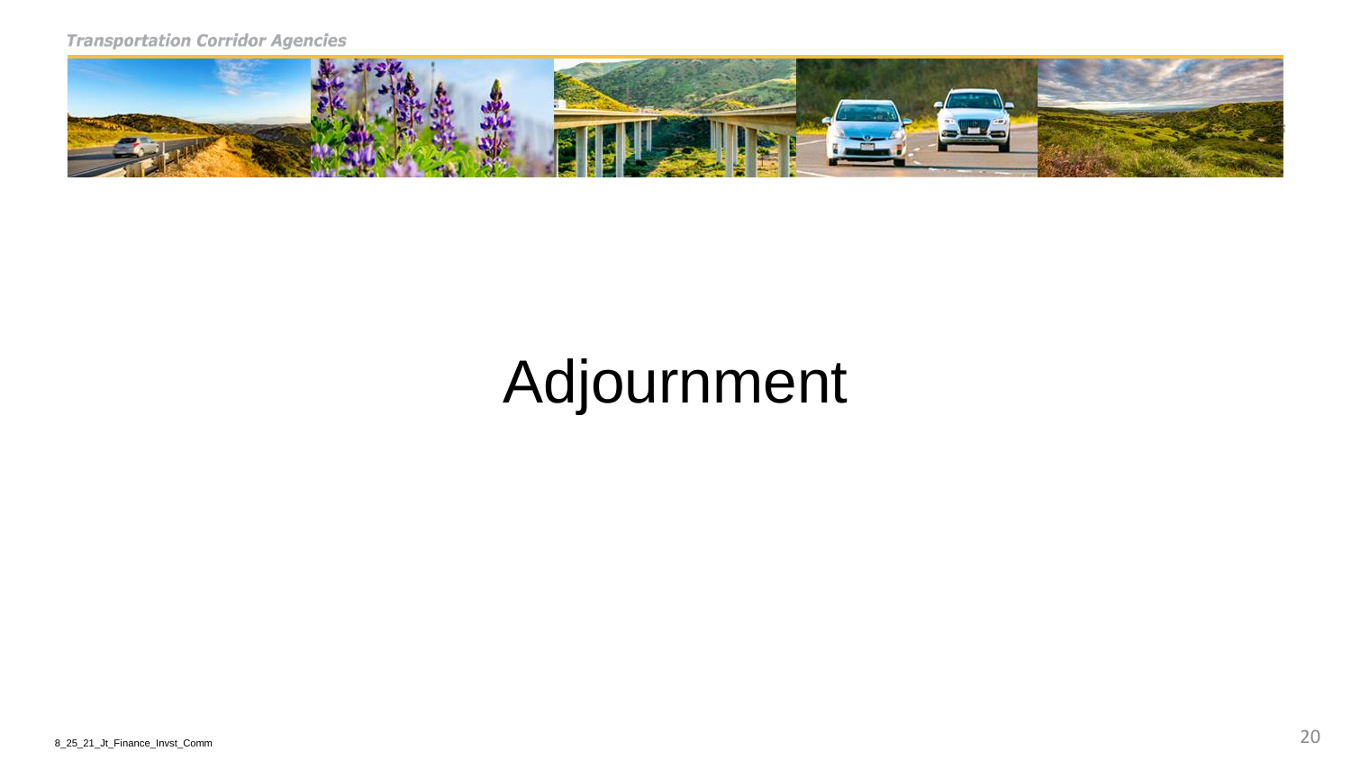# Adjournment